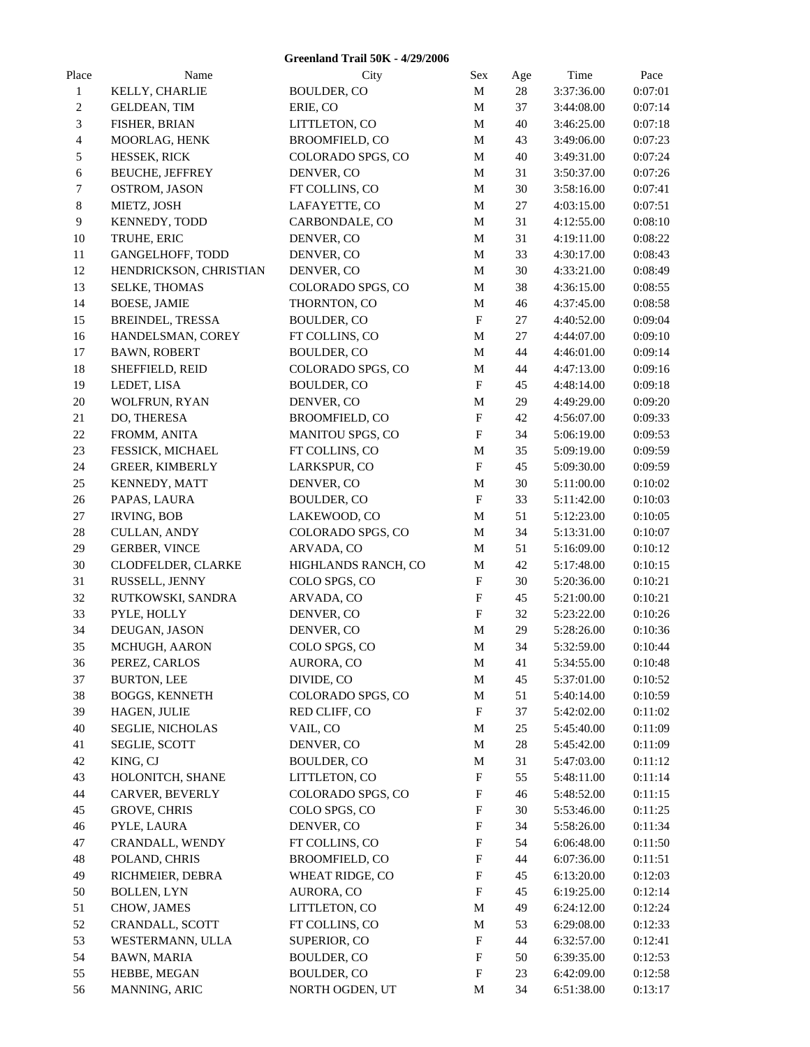**Greenland Trail 50K - 4/29/2006**

| Place | Name | City | Sex | Age | Time | Pace |
|---|---|---|---|---|---|---|
| 1 | KELLY, CHARLIE | BOULDER, CO | M | 28 | 3:37:36.00 | 0:07:01 |
| 2 | GELDEAN, TIM | ERIE, CO | M | 37 | 3:44:08.00 | 0:07:14 |
| 3 | FISHER, BRIAN | LITTLETON, CO | M | 40 | 3:46:25.00 | 0:07:18 |
| 4 | MOORLAG, HENK | BROOMFIELD, CO | M | 43 | 3:49:06.00 | 0:07:23 |
| 5 | HESSEK, RICK | COLORADO SPGS, CO | M | 40 | 3:49:31.00 | 0:07:24 |
| 6 | BEUCHE, JEFFREY | DENVER, CO | M | 31 | 3:50:37.00 | 0:07:26 |
| 7 | OSTROM, JASON | FT COLLINS, CO | M | 30 | 3:58:16.00 | 0:07:41 |
| 8 | MIETZ, JOSH | LAFAYETTE, CO | M | 27 | 4:03:15.00 | 0:07:51 |
| 9 | KENNEDY, TODD | CARBONDALE, CO | M | 31 | 4:12:55.00 | 0:08:10 |
| 10 | TRUHE, ERIC | DENVER, CO | M | 31 | 4:19:11.00 | 0:08:22 |
| 11 | GANGELHOFF, TODD | DENVER, CO | M | 33 | 4:30:17.00 | 0:08:43 |
| 12 | HENDRICKSON, CHRISTIAN | DENVER, CO | M | 30 | 4:33:21.00 | 0:08:49 |
| 13 | SELKE, THOMAS | COLORADO SPGS, CO | M | 38 | 4:36:15.00 | 0:08:55 |
| 14 | BOESE, JAMIE | THORNTON, CO | M | 46 | 4:37:45.00 | 0:08:58 |
| 15 | BREINDEL, TRESSA | BOULDER, CO | F | 27 | 4:40:52.00 | 0:09:04 |
| 16 | HANDELSMAN, COREY | FT COLLINS, CO | M | 27 | 4:44:07.00 | 0:09:10 |
| 17 | BAWN, ROBERT | BOULDER, CO | M | 44 | 4:46:01.00 | 0:09:14 |
| 18 | SHEFFIELD, REID | COLORADO SPGS, CO | M | 44 | 4:47:13.00 | 0:09:16 |
| 19 | LEDET, LISA | BOULDER, CO | F | 45 | 4:48:14.00 | 0:09:18 |
| 20 | WOLFRUN, RYAN | DENVER, CO | M | 29 | 4:49:29.00 | 0:09:20 |
| 21 | DO, THERESA | BROOMFIELD, CO | F | 42 | 4:56:07.00 | 0:09:33 |
| 22 | FROMM, ANITA | MANITOU SPGS, CO | F | 34 | 5:06:19.00 | 0:09:53 |
| 23 | FESSICK, MICHAEL | FT COLLINS, CO | M | 35 | 5:09:19.00 | 0:09:59 |
| 24 | GREER, KIMBERLY | LARKSPUR, CO | F | 45 | 5:09:30.00 | 0:09:59 |
| 25 | KENNEDY, MATT | DENVER, CO | M | 30 | 5:11:00.00 | 0:10:02 |
| 26 | PAPAS, LAURA | BOULDER, CO | F | 33 | 5:11:42.00 | 0:10:03 |
| 27 | IRVING, BOB | LAKEWOOD, CO | M | 51 | 5:12:23.00 | 0:10:05 |
| 28 | CULLAN, ANDY | COLORADO SPGS, CO | M | 34 | 5:13:31.00 | 0:10:07 |
| 29 | GERBER, VINCE | ARVADA, CO | M | 51 | 5:16:09.00 | 0:10:12 |
| 30 | CLODFELDER, CLARKE | HIGHLANDS RANCH, CO | M | 42 | 5:17:48.00 | 0:10:15 |
| 31 | RUSSELL, JENNY | COLO SPGS, CO | F | 30 | 5:20:36.00 | 0:10:21 |
| 32 | RUTKOWSKI, SANDRA | ARVADA, CO | F | 45 | 5:21:00.00 | 0:10:21 |
| 33 | PYLE, HOLLY | DENVER, CO | F | 32 | 5:23:22.00 | 0:10:26 |
| 34 | DEUGAN, JASON | DENVER, CO | M | 29 | 5:28:26.00 | 0:10:36 |
| 35 | MCHUGH, AARON | COLO SPGS, CO | M | 34 | 5:32:59.00 | 0:10:44 |
| 36 | PEREZ, CARLOS | AURORA, CO | M | 41 | 5:34:55.00 | 0:10:48 |
| 37 | BURTON, LEE | DIVIDE, CO | M | 45 | 5:37:01.00 | 0:10:52 |
| 38 | BOGGS, KENNETH | COLORADO SPGS, CO | M | 51 | 5:40:14.00 | 0:10:59 |
| 39 | HAGEN, JULIE | RED CLIFF, CO | F | 37 | 5:42:02.00 | 0:11:02 |
| 40 | SEGLIE, NICHOLAS | VAIL, CO | M | 25 | 5:45:40.00 | 0:11:09 |
| 41 | SEGLIE, SCOTT | DENVER, CO | M | 28 | 5:45:42.00 | 0:11:09 |
| 42 | KING, CJ | BOULDER, CO | M | 31 | 5:47:03.00 | 0:11:12 |
| 43 | HOLONITCH, SHANE | LITTLETON, CO | F | 55 | 5:48:11.00 | 0:11:14 |
| 44 | CARVER, BEVERLY | COLORADO SPGS, CO | F | 46 | 5:48:52.00 | 0:11:15 |
| 45 | GROVE, CHRIS | COLO SPGS, CO | F | 30 | 5:53:46.00 | 0:11:25 |
| 46 | PYLE, LAURA | DENVER, CO | F | 34 | 5:58:26.00 | 0:11:34 |
| 47 | CRANDALL, WENDY | FT COLLINS, CO | F | 54 | 6:06:48.00 | 0:11:50 |
| 48 | POLAND, CHRIS | BROOMFIELD, CO | F | 44 | 6:07:36.00 | 0:11:51 |
| 49 | RICHMEIER, DEBRA | WHEAT RIDGE, CO | F | 45 | 6:13:20.00 | 0:12:03 |
| 50 | BOLLEN, LYN | AURORA, CO | F | 45 | 6:19:25.00 | 0:12:14 |
| 51 | CHOW, JAMES | LITTLETON, CO | M | 49 | 6:24:12.00 | 0:12:24 |
| 52 | CRANDALL, SCOTT | FT COLLINS, CO | M | 53 | 6:29:08.00 | 0:12:33 |
| 53 | WESTERMANN, ULLA | SUPERIOR, CO | F | 44 | 6:32:57.00 | 0:12:41 |
| 54 | BAWN, MARIA | BOULDER, CO | F | 50 | 6:39:35.00 | 0:12:53 |
| 55 | HEBBE, MEGAN | BOULDER, CO | F | 23 | 6:42:09.00 | 0:12:58 |
| 56 | MANNING, ARIC | NORTH OGDEN, UT | M | 34 | 6:51:38.00 | 0:13:17 |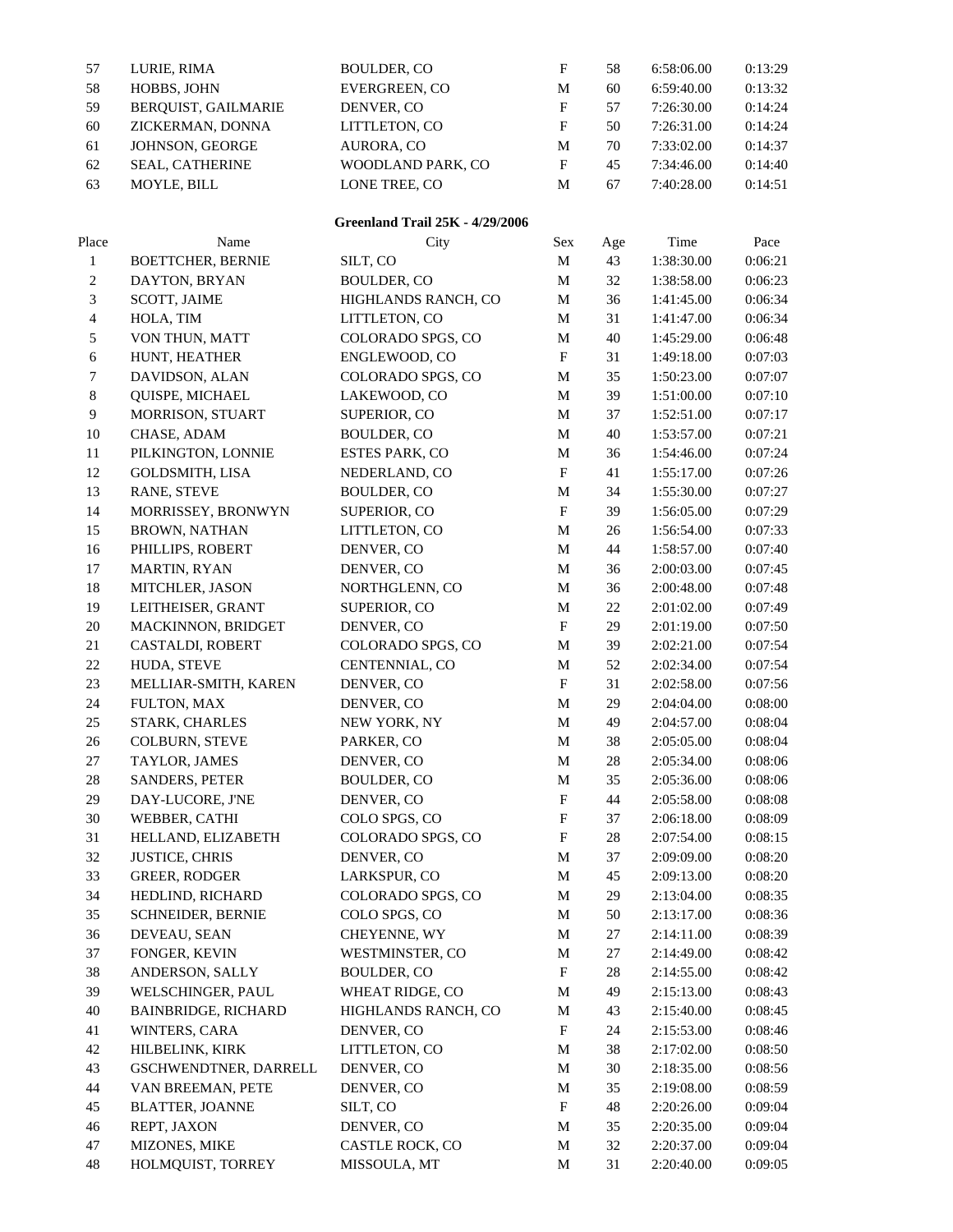| 57 | LURIE, RIMA | BOULDER, CO | F | 58 | 6:58:06.00 | 0:13:29 |
|---|---|---|---|---|---|---|
| 58 | HOBBS, JOHN | EVERGREEN, CO | M | 60 | 6:59:40.00 | 0:13:32 |
| 59 | BERQUIST, GAILMARIE | DENVER, CO | F | 57 | 7:26:30.00 | 0:14:24 |
| 60 | ZICKERMAN, DONNA | LITTLETON, CO | F | 50 | 7:26:31.00 | 0:14:24 |
| 61 | JOHNSON, GEORGE | AURORA, CO | M | 70 | 7:33:02.00 | 0:14:37 |
| 62 | SEAL, CATHERINE | WOODLAND PARK, CO | F | 45 | 7:34:46.00 | 0:14:40 |
| 63 | MOYLE, BILL | LONE TREE, CO | M | 67 | 7:40:28.00 | 0:14:51 |

**Greenland Trail 25K - 4/29/2006**

| Place | Name | City | Sex | Age | Time | Pace |
|---|---|---|---|---|---|---|
| 1 | BOETTCHER, BERNIE | SILT, CO | M | 43 | 1:38:30.00 | 0:06:21 |
| 2 | DAYTON, BRYAN | BOULDER, CO | M | 32 | 1:38:58.00 | 0:06:23 |
| 3 | SCOTT, JAIME | HIGHLANDS RANCH, CO | M | 36 | 1:41:45.00 | 0:06:34 |
| 4 | HOLA, TIM | LITTLETON, CO | M | 31 | 1:41:47.00 | 0:06:34 |
| 5 | VON THUN, MATT | COLORADO SPGS, CO | M | 40 | 1:45:29.00 | 0:06:48 |
| 6 | HUNT, HEATHER | ENGLEWOOD, CO | F | 31 | 1:49:18.00 | 0:07:03 |
| 7 | DAVIDSON, ALAN | COLORADO SPGS, CO | M | 35 | 1:50:23.00 | 0:07:07 |
| 8 | QUISPE, MICHAEL | LAKEWOOD, CO | M | 39 | 1:51:00.00 | 0:07:10 |
| 9 | MORRISON, STUART | SUPERIOR, CO | M | 37 | 1:52:51.00 | 0:07:17 |
| 10 | CHASE, ADAM | BOULDER, CO | M | 40 | 1:53:57.00 | 0:07:21 |
| 11 | PILKINGTON, LONNIE | ESTES PARK, CO | M | 36 | 1:54:46.00 | 0:07:24 |
| 12 | GOLDSMITH, LISA | NEDERLAND, CO | F | 41 | 1:55:17.00 | 0:07:26 |
| 13 | RANE, STEVE | BOULDER, CO | M | 34 | 1:55:30.00 | 0:07:27 |
| 14 | MORRISSEY, BRONWYN | SUPERIOR, CO | F | 39 | 1:56:05.00 | 0:07:29 |
| 15 | BROWN, NATHAN | LITTLETON, CO | M | 26 | 1:56:54.00 | 0:07:33 |
| 16 | PHILLIPS, ROBERT | DENVER, CO | M | 44 | 1:58:57.00 | 0:07:40 |
| 17 | MARTIN, RYAN | DENVER, CO | M | 36 | 2:00:03.00 | 0:07:45 |
| 18 | MITCHLER, JASON | NORTHGLENN, CO | M | 36 | 2:00:48.00 | 0:07:48 |
| 19 | LEITHEISER, GRANT | SUPERIOR, CO | M | 22 | 2:01:02.00 | 0:07:49 |
| 20 | MACKINNON, BRIDGET | DENVER, CO | F | 29 | 2:01:19.00 | 0:07:50 |
| 21 | CASTALDI, ROBERT | COLORADO SPGS, CO | M | 39 | 2:02:21.00 | 0:07:54 |
| 22 | HUDA, STEVE | CENTENNIAL, CO | M | 52 | 2:02:34.00 | 0:07:54 |
| 23 | MELLIAR-SMITH, KAREN | DENVER, CO | F | 31 | 2:02:58.00 | 0:07:56 |
| 24 | FULTON, MAX | DENVER, CO | M | 29 | 2:04:04.00 | 0:08:00 |
| 25 | STARK, CHARLES | NEW YORK, NY | M | 49 | 2:04:57.00 | 0:08:04 |
| 26 | COLBURN, STEVE | PARKER, CO | M | 38 | 2:05:05.00 | 0:08:04 |
| 27 | TAYLOR, JAMES | DENVER, CO | M | 28 | 2:05:34.00 | 0:08:06 |
| 28 | SANDERS, PETER | BOULDER, CO | M | 35 | 2:05:36.00 | 0:08:06 |
| 29 | DAY-LUCORE, J'NE | DENVER, CO | F | 44 | 2:05:58.00 | 0:08:08 |
| 30 | WEBBER, CATHI | COLO SPGS, CO | F | 37 | 2:06:18.00 | 0:08:09 |
| 31 | HELLAND, ELIZABETH | COLORADO SPGS, CO | F | 28 | 2:07:54.00 | 0:08:15 |
| 32 | JUSTICE, CHRIS | DENVER, CO | M | 37 | 2:09:09.00 | 0:08:20 |
| 33 | GREER, RODGER | LARKSPUR, CO | M | 45 | 2:09:13.00 | 0:08:20 |
| 34 | HEDLIND, RICHARD | COLORADO SPGS, CO | M | 29 | 2:13:04.00 | 0:08:35 |
| 35 | SCHNEIDER, BERNIE | COLO SPGS, CO | M | 50 | 2:13:17.00 | 0:08:36 |
| 36 | DEVEAU, SEAN | CHEYENNE, WY | M | 27 | 2:14:11.00 | 0:08:39 |
| 37 | FONGER, KEVIN | WESTMINSTER, CO | M | 27 | 2:14:49.00 | 0:08:42 |
| 38 | ANDERSON, SALLY | BOULDER, CO | F | 28 | 2:14:55.00 | 0:08:42 |
| 39 | WELSCHINGER, PAUL | WHEAT RIDGE, CO | M | 49 | 2:15:13.00 | 0:08:43 |
| 40 | BAINBRIDGE, RICHARD | HIGHLANDS RANCH, CO | M | 43 | 2:15:40.00 | 0:08:45 |
| 41 | WINTERS, CARA | DENVER, CO | F | 24 | 2:15:53.00 | 0:08:46 |
| 42 | HILBELINK, KIRK | LITTLETON, CO | M | 38 | 2:17:02.00 | 0:08:50 |
| 43 | GSCHWENDTNER, DARRELL | DENVER, CO | M | 30 | 2:18:35.00 | 0:08:56 |
| 44 | VAN BREEMAN, PETE | DENVER, CO | M | 35 | 2:19:08.00 | 0:08:59 |
| 45 | BLATTER, JOANNE | SILT, CO | F | 48 | 2:20:26.00 | 0:09:04 |
| 46 | REPT, JAXON | DENVER, CO | M | 35 | 2:20:35.00 | 0:09:04 |
| 47 | MIZONES, MIKE | CASTLE ROCK, CO | M | 32 | 2:20:37.00 | 0:09:04 |
| 48 | HOLMQUIST, TORREY | MISSOULA, MT | M | 31 | 2:20:40.00 | 0:09:05 |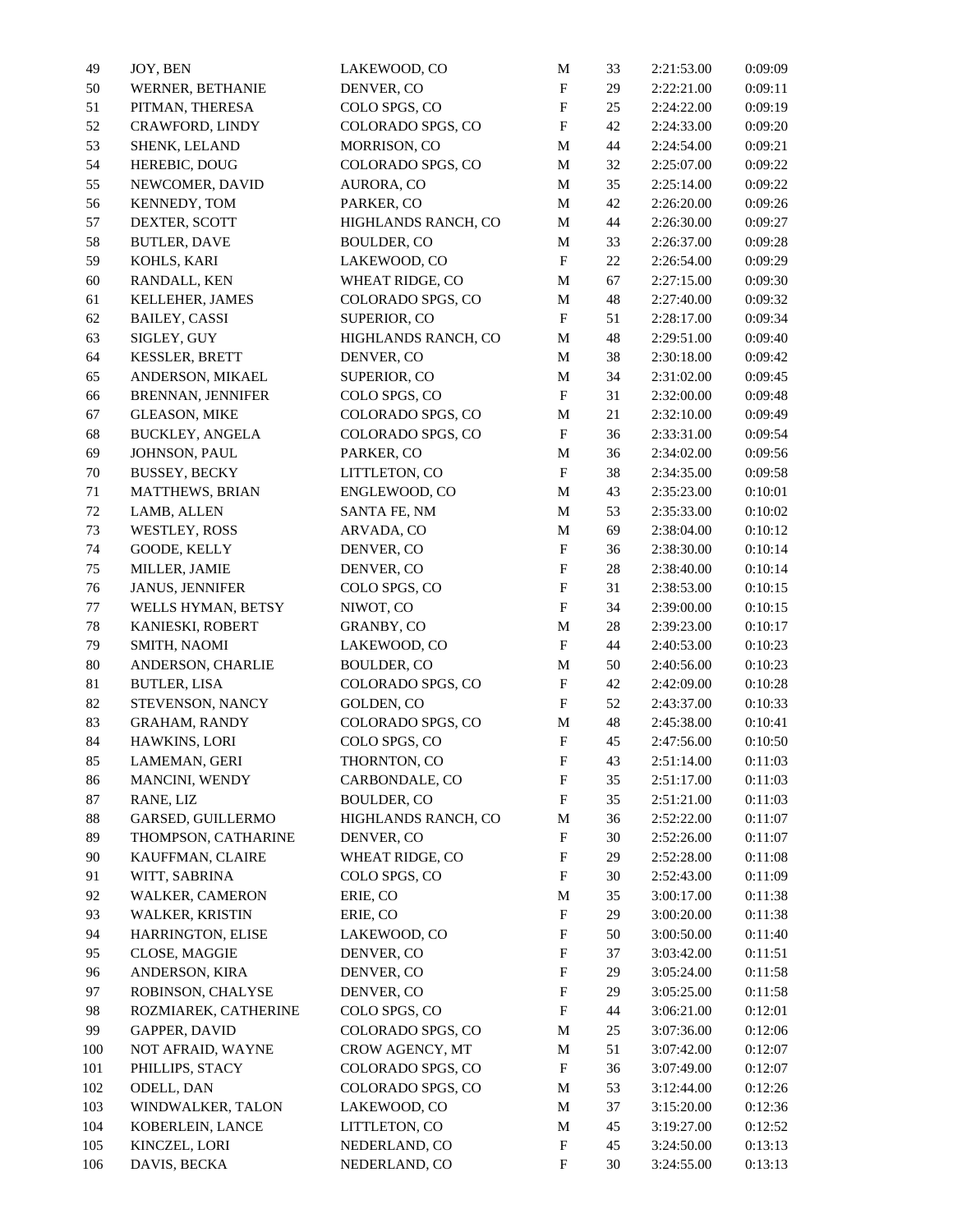| | | | | | | |
|---|---|---|---|---|---|---|
| 49 | JOY, BEN | LAKEWOOD, CO | M | 33 | 2:21:53.00 | 0:09:09 |
| 50 | WERNER, BETHANIE | DENVER, CO | F | 29 | 2:22:21.00 | 0:09:11 |
| 51 | PITMAN, THERESA | COLO SPGS, CO | F | 25 | 2:24:22.00 | 0:09:19 |
| 52 | CRAWFORD, LINDY | COLORADO SPGS, CO | F | 42 | 2:24:33.00 | 0:09:20 |
| 53 | SHENK, LELAND | MORRISON, CO | M | 44 | 2:24:54.00 | 0:09:21 |
| 54 | HEREBIC, DOUG | COLORADO SPGS, CO | M | 32 | 2:25:07.00 | 0:09:22 |
| 55 | NEWCOMER, DAVID | AURORA, CO | M | 35 | 2:25:14.00 | 0:09:22 |
| 56 | KENNEDY, TOM | PARKER, CO | M | 42 | 2:26:20.00 | 0:09:26 |
| 57 | DEXTER, SCOTT | HIGHLANDS RANCH, CO | M | 44 | 2:26:30.00 | 0:09:27 |
| 58 | BUTLER, DAVE | BOULDER, CO | M | 33 | 2:26:37.00 | 0:09:28 |
| 59 | KOHLS, KARI | LAKEWOOD, CO | F | 22 | 2:26:54.00 | 0:09:29 |
| 60 | RANDALL, KEN | WHEAT RIDGE, CO | M | 67 | 2:27:15.00 | 0:09:30 |
| 61 | KELLEHER, JAMES | COLORADO SPGS, CO | M | 48 | 2:27:40.00 | 0:09:32 |
| 62 | BAILEY, CASSI | SUPERIOR, CO | F | 51 | 2:28:17.00 | 0:09:34 |
| 63 | SIGLEY, GUY | HIGHLANDS RANCH, CO | M | 48 | 2:29:51.00 | 0:09:40 |
| 64 | KESSLER, BRETT | DENVER, CO | M | 38 | 2:30:18.00 | 0:09:42 |
| 65 | ANDERSON, MIKAEL | SUPERIOR, CO | M | 34 | 2:31:02.00 | 0:09:45 |
| 66 | BRENNAN, JENNIFER | COLO SPGS, CO | F | 31 | 2:32:00.00 | 0:09:48 |
| 67 | GLEASON, MIKE | COLORADO SPGS, CO | M | 21 | 2:32:10.00 | 0:09:49 |
| 68 | BUCKLEY, ANGELA | COLORADO SPGS, CO | F | 36 | 2:33:31.00 | 0:09:54 |
| 69 | JOHNSON, PAUL | PARKER, CO | M | 36 | 2:34:02.00 | 0:09:56 |
| 70 | BUSSEY, BECKY | LITTLETON, CO | F | 38 | 2:34:35.00 | 0:09:58 |
| 71 | MATTHEWS, BRIAN | ENGLEWOOD, CO | M | 43 | 2:35:23.00 | 0:10:01 |
| 72 | LAMB, ALLEN | SANTA FE, NM | M | 53 | 2:35:33.00 | 0:10:02 |
| 73 | WESTLEY, ROSS | ARVADA, CO | M | 69 | 2:38:04.00 | 0:10:12 |
| 74 | GOODE, KELLY | DENVER, CO | F | 36 | 2:38:30.00 | 0:10:14 |
| 75 | MILLER, JAMIE | DENVER, CO | F | 28 | 2:38:40.00 | 0:10:14 |
| 76 | JANUS, JENNIFER | COLO SPGS, CO | F | 31 | 2:38:53.00 | 0:10:15 |
| 77 | WELLS HYMAN, BETSY | NIWOT, CO | F | 34 | 2:39:00.00 | 0:10:15 |
| 78 | KANIESKI, ROBERT | GRANBY, CO | M | 28 | 2:39:23.00 | 0:10:17 |
| 79 | SMITH, NAOMI | LAKEWOOD, CO | F | 44 | 2:40:53.00 | 0:10:23 |
| 80 | ANDERSON, CHARLIE | BOULDER, CO | M | 50 | 2:40:56.00 | 0:10:23 |
| 81 | BUTLER, LISA | COLORADO SPGS, CO | F | 42 | 2:42:09.00 | 0:10:28 |
| 82 | STEVENSON, NANCY | GOLDEN, CO | F | 52 | 2:43:37.00 | 0:10:33 |
| 83 | GRAHAM, RANDY | COLORADO SPGS, CO | M | 48 | 2:45:38.00 | 0:10:41 |
| 84 | HAWKINS, LORI | COLO SPGS, CO | F | 45 | 2:47:56.00 | 0:10:50 |
| 85 | LAMEMAN, GERI | THORNTON, CO | F | 43 | 2:51:14.00 | 0:11:03 |
| 86 | MANCINI, WENDY | CARBONDALE, CO | F | 35 | 2:51:17.00 | 0:11:03 |
| 87 | RANE, LIZ | BOULDER, CO | F | 35 | 2:51:21.00 | 0:11:03 |
| 88 | GARSED, GUILLERMO | HIGHLANDS RANCH, CO | M | 36 | 2:52:22.00 | 0:11:07 |
| 89 | THOMPSON, CATHARINE | DENVER, CO | F | 30 | 2:52:26.00 | 0:11:07 |
| 90 | KAUFFMAN, CLAIRE | WHEAT RIDGE, CO | F | 29 | 2:52:28.00 | 0:11:08 |
| 91 | WITT, SABRINA | COLO SPGS, CO | F | 30 | 2:52:43.00 | 0:11:09 |
| 92 | WALKER, CAMERON | ERIE, CO | M | 35 | 3:00:17.00 | 0:11:38 |
| 93 | WALKER, KRISTIN | ERIE, CO | F | 29 | 3:00:20.00 | 0:11:38 |
| 94 | HARRINGTON, ELISE | LAKEWOOD, CO | F | 50 | 3:00:50.00 | 0:11:40 |
| 95 | CLOSE, MAGGIE | DENVER, CO | F | 37 | 3:03:42.00 | 0:11:51 |
| 96 | ANDERSON, KIRA | DENVER, CO | F | 29 | 3:05:24.00 | 0:11:58 |
| 97 | ROBINSON, CHALYSE | DENVER, CO | F | 29 | 3:05:25.00 | 0:11:58 |
| 98 | ROZMIAREK, CATHERINE | COLO SPGS, CO | F | 44 | 3:06:21.00 | 0:12:01 |
| 99 | GAPPER, DAVID | COLORADO SPGS, CO | M | 25 | 3:07:36.00 | 0:12:06 |
| 100 | NOT AFRAID, WAYNE | CROW AGENCY, MT | M | 51 | 3:07:42.00 | 0:12:07 |
| 101 | PHILLIPS, STACY | COLORADO SPGS, CO | F | 36 | 3:07:49.00 | 0:12:07 |
| 102 | ODELL, DAN | COLORADO SPGS, CO | M | 53 | 3:12:44.00 | 0:12:26 |
| 103 | WINDWALKER, TALON | LAKEWOOD, CO | M | 37 | 3:15:20.00 | 0:12:36 |
| 104 | KOBERLEIN, LANCE | LITTLETON, CO | M | 45 | 3:19:27.00 | 0:12:52 |
| 105 | KINCZEL, LORI | NEDERLAND, CO | F | 45 | 3:24:50.00 | 0:13:13 |
| 106 | DAVIS, BECKA | NEDERLAND, CO | F | 30 | 3:24:55.00 | 0:13:13 |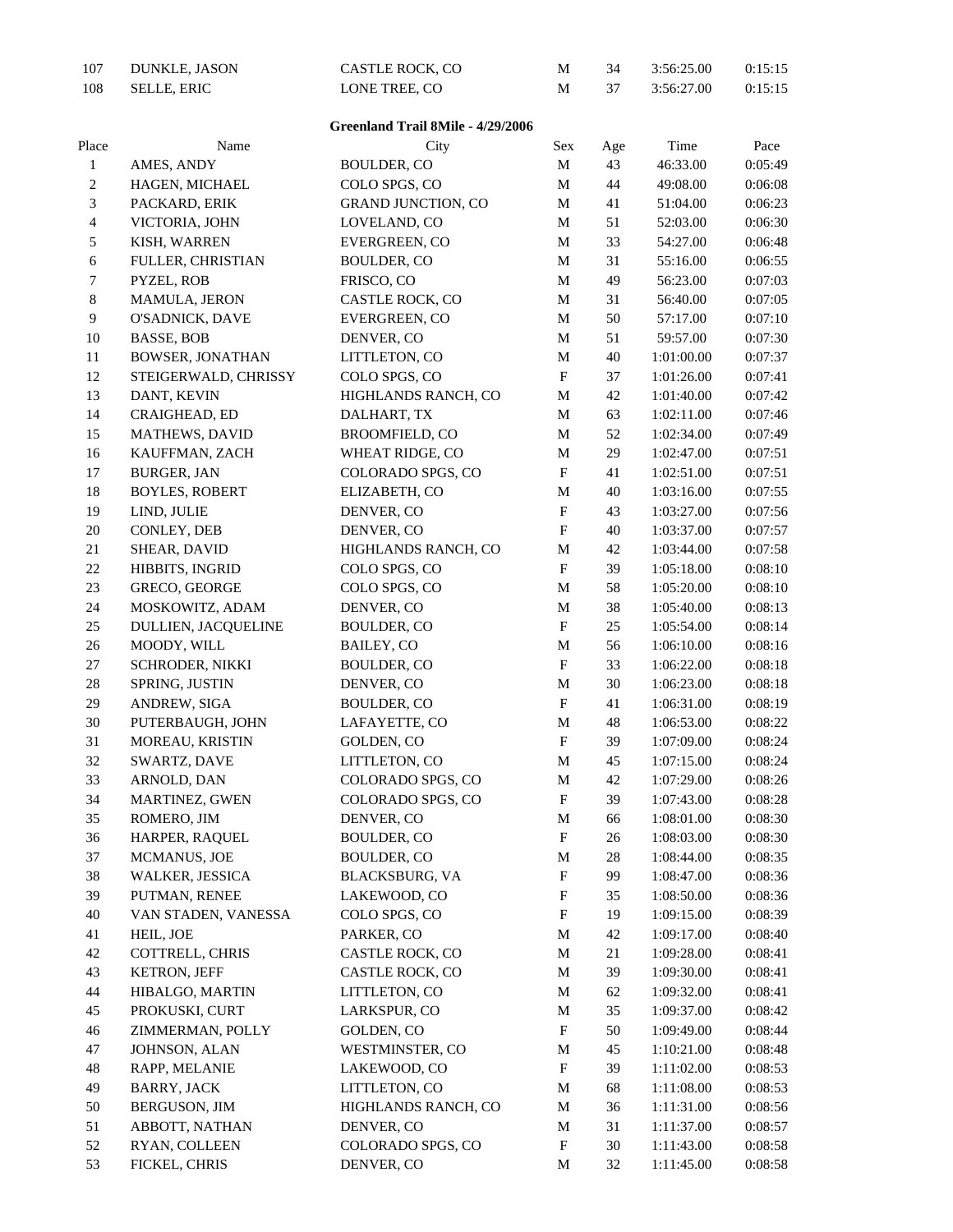| 107 | DUNKLE, JASON | CASTLE ROCK, CO | M | 34 | 3:56:25.00 | 0:15:15 |
|---|---|---|---|---|---|---|
| 108 | SELLE, ERIC | LONE TREE, CO | M | 37 | 3:56:27.00 | 0:15:15 |

**Greenland Trail 8Mile - 4/29/2006**

| Place | Name | City | Sex | Age | Time | Pace |
|---|---|---|---|---|---|---|
| 1 | AMES, ANDY | BOULDER, CO | M | 43 | 46:33.00 | 0:05:49 |
| 2 | HAGEN, MICHAEL | COLO SPGS, CO | M | 44 | 49:08.00 | 0:06:08 |
| 3 | PACKARD, ERIK | GRAND JUNCTION, CO | M | 41 | 51:04.00 | 0:06:23 |
| 4 | VICTORIA, JOHN | LOVELAND, CO | M | 51 | 52:03.00 | 0:06:30 |
| 5 | KISH, WARREN | EVERGREEN, CO | M | 33 | 54:27.00 | 0:06:48 |
| 6 | FULLER, CHRISTIAN | BOULDER, CO | M | 31 | 55:16.00 | 0:06:55 |
| 7 | PYZEL, ROB | FRISCO, CO | M | 49 | 56:23.00 | 0:07:03 |
| 8 | MAMULA, JERON | CASTLE ROCK, CO | M | 31 | 56:40.00 | 0:07:05 |
| 9 | O'SADNICK, DAVE | EVERGREEN, CO | M | 50 | 57:17.00 | 0:07:10 |
| 10 | BASSE, BOB | DENVER, CO | M | 51 | 59:57.00 | 0:07:30 |
| 11 | BOWSER, JONATHAN | LITTLETON, CO | M | 40 | 1:01:00.00 | 0:07:37 |
| 12 | STEIGERWALD, CHRISSY | COLO SPGS, CO | F | 37 | 1:01:26.00 | 0:07:41 |
| 13 | DANT, KEVIN | HIGHLANDS RANCH, CO | M | 42 | 1:01:40.00 | 0:07:42 |
| 14 | CRAIGHEAD, ED | DALHART, TX | M | 63 | 1:02:11.00 | 0:07:46 |
| 15 | MATHEWS, DAVID | BROOMFIELD, CO | M | 52 | 1:02:34.00 | 0:07:49 |
| 16 | KAUFFMAN, ZACH | WHEAT RIDGE, CO | M | 29 | 1:02:47.00 | 0:07:51 |
| 17 | BURGER, JAN | COLORADO SPGS, CO | F | 41 | 1:02:51.00 | 0:07:51 |
| 18 | BOYLES, ROBERT | ELIZABETH, CO | M | 40 | 1:03:16.00 | 0:07:55 |
| 19 | LIND, JULIE | DENVER, CO | F | 43 | 1:03:27.00 | 0:07:56 |
| 20 | CONLEY, DEB | DENVER, CO | F | 40 | 1:03:37.00 | 0:07:57 |
| 21 | SHEAR, DAVID | HIGHLANDS RANCH, CO | M | 42 | 1:03:44.00 | 0:07:58 |
| 22 | HIBBITS, INGRID | COLO SPGS, CO | F | 39 | 1:05:18.00 | 0:08:10 |
| 23 | GRECO, GEORGE | COLO SPGS, CO | M | 58 | 1:05:20.00 | 0:08:10 |
| 24 | MOSKOWITZ, ADAM | DENVER, CO | M | 38 | 1:05:40.00 | 0:08:13 |
| 25 | DULLIEN, JACQUELINE | BOULDER, CO | F | 25 | 1:05:54.00 | 0:08:14 |
| 26 | MOODY, WILL | BAILEY, CO | M | 56 | 1:06:10.00 | 0:08:16 |
| 27 | SCHRODER, NIKKI | BOULDER, CO | F | 33 | 1:06:22.00 | 0:08:18 |
| 28 | SPRING, JUSTIN | DENVER, CO | M | 30 | 1:06:23.00 | 0:08:18 |
| 29 | ANDREW, SIGA | BOULDER, CO | F | 41 | 1:06:31.00 | 0:08:19 |
| 30 | PUTERBAUGH, JOHN | LAFAYETTE, CO | M | 48 | 1:06:53.00 | 0:08:22 |
| 31 | MOREAU, KRISTIN | GOLDEN, CO | F | 39 | 1:07:09.00 | 0:08:24 |
| 32 | SWARTZ, DAVE | LITTLETON, CO | M | 45 | 1:07:15.00 | 0:08:24 |
| 33 | ARNOLD, DAN | COLORADO SPGS, CO | M | 42 | 1:07:29.00 | 0:08:26 |
| 34 | MARTINEZ, GWEN | COLORADO SPGS, CO | F | 39 | 1:07:43.00 | 0:08:28 |
| 35 | ROMERO, JIM | DENVER, CO | M | 66 | 1:08:01.00 | 0:08:30 |
| 36 | HARPER, RAQUEL | BOULDER, CO | F | 26 | 1:08:03.00 | 0:08:30 |
| 37 | MCMANUS, JOE | BOULDER, CO | M | 28 | 1:08:44.00 | 0:08:35 |
| 38 | WALKER, JESSICA | BLACKSBURG, VA | F | 99 | 1:08:47.00 | 0:08:36 |
| 39 | PUTMAN, RENEE | LAKEWOOD, CO | F | 35 | 1:08:50.00 | 0:08:36 |
| 40 | VAN STADEN, VANESSA | COLO SPGS, CO | F | 19 | 1:09:15.00 | 0:08:39 |
| 41 | HEIL, JOE | PARKER, CO | M | 42 | 1:09:17.00 | 0:08:40 |
| 42 | COTTRELL, CHRIS | CASTLE ROCK, CO | M | 21 | 1:09:28.00 | 0:08:41 |
| 43 | KETRON, JEFF | CASTLE ROCK, CO | M | 39 | 1:09:30.00 | 0:08:41 |
| 44 | HIBALGO, MARTIN | LITTLETON, CO | M | 62 | 1:09:32.00 | 0:08:41 |
| 45 | PROKUSKI, CURT | LARKSPUR, CO | M | 35 | 1:09:37.00 | 0:08:42 |
| 46 | ZIMMERMAN, POLLY | GOLDEN, CO | F | 50 | 1:09:49.00 | 0:08:44 |
| 47 | JOHNSON, ALAN | WESTMINSTER, CO | M | 45 | 1:10:21.00 | 0:08:48 |
| 48 | RAPP, MELANIE | LAKEWOOD, CO | F | 39 | 1:11:02.00 | 0:08:53 |
| 49 | BARRY, JACK | LITTLETON, CO | M | 68 | 1:11:08.00 | 0:08:53 |
| 50 | BERGUSON, JIM | HIGHLANDS RANCH, CO | M | 36 | 1:11:31.00 | 0:08:56 |
| 51 | ABBOTT, NATHAN | DENVER, CO | M | 31 | 1:11:37.00 | 0:08:57 |
| 52 | RYAN, COLLEEN | COLORADO SPGS, CO | F | 30 | 1:11:43.00 | 0:08:58 |
| 53 | FICKEL, CHRIS | DENVER, CO | M | 32 | 1:11:45.00 | 0:08:58 |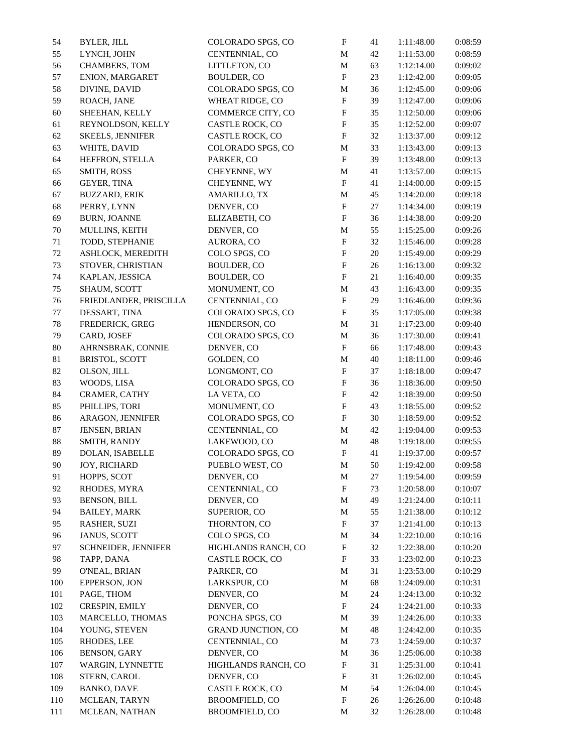| | | | | | | |
|---|---|---|---|---|---|---|
| 54 | BYLER, JILL | COLORADO SPGS, CO | F | 41 | 1:11:48.00 | 0:08:59 |
| 55 | LYNCH, JOHN | CENTENNIAL, CO | M | 42 | 1:11:53.00 | 0:08:59 |
| 56 | CHAMBERS, TOM | LITTLETON, CO | M | 63 | 1:12:14.00 | 0:09:02 |
| 57 | ENION, MARGARET | BOULDER, CO | F | 23 | 1:12:42.00 | 0:09:05 |
| 58 | DIVINE, DAVID | COLORADO SPGS, CO | M | 36 | 1:12:45.00 | 0:09:06 |
| 59 | ROACH, JANE | WHEAT RIDGE, CO | F | 39 | 1:12:47.00 | 0:09:06 |
| 60 | SHEEHAN, KELLY | COMMERCE CITY, CO | F | 35 | 1:12:50.00 | 0:09:06 |
| 61 | REYNOLDSON, KELLY | CASTLE ROCK, CO | F | 35 | 1:12:52.00 | 0:09:07 |
| 62 | SKEELS, JENNIFER | CASTLE ROCK, CO | F | 32 | 1:13:37.00 | 0:09:12 |
| 63 | WHITE, DAVID | COLORADO SPGS, CO | M | 33 | 1:13:43.00 | 0:09:13 |
| 64 | HEFFRON, STELLA | PARKER, CO | F | 39 | 1:13:48.00 | 0:09:13 |
| 65 | SMITH, ROSS | CHEYENNE, WY | M | 41 | 1:13:57.00 | 0:09:15 |
| 66 | GEYER, TINA | CHEYENNE, WY | F | 41 | 1:14:00.00 | 0:09:15 |
| 67 | BUZZARD, ERIK | AMARILLO, TX | M | 45 | 1:14:20.00 | 0:09:18 |
| 68 | PERRY, LYNN | DENVER, CO | F | 27 | 1:14:34.00 | 0:09:19 |
| 69 | BURN, JOANNE | ELIZABETH, CO | F | 36 | 1:14:38.00 | 0:09:20 |
| 70 | MULLINS, KEITH | DENVER, CO | M | 55 | 1:15:25.00 | 0:09:26 |
| 71 | TODD, STEPHANIE | AURORA, CO | F | 32 | 1:15:46.00 | 0:09:28 |
| 72 | ASHLOCK, MEREDITH | COLO SPGS, CO | F | 20 | 1:15:49.00 | 0:09:29 |
| 73 | STOVER, CHRISTIAN | BOULDER, CO | F | 26 | 1:16:13.00 | 0:09:32 |
| 74 | KAPLAN, JESSICA | BOULDER, CO | F | 21 | 1:16:40.00 | 0:09:35 |
| 75 | SHAUM, SCOTT | MONUMENT, CO | M | 43 | 1:16:43.00 | 0:09:35 |
| 76 | FRIEDLANDER, PRISCILLA | CENTENNIAL, CO | F | 29 | 1:16:46.00 | 0:09:36 |
| 77 | DESSART, TINA | COLORADO SPGS, CO | F | 35 | 1:17:05.00 | 0:09:38 |
| 78 | FREDERICK, GREG | HENDERSON, CO | M | 31 | 1:17:23.00 | 0:09:40 |
| 79 | CARD, JOSEF | COLORADO SPGS, CO | M | 36 | 1:17:30.00 | 0:09:41 |
| 80 | AHRNSBRAK, CONNIE | DENVER, CO | F | 66 | 1:17:48.00 | 0:09:43 |
| 81 | BRISTOL, SCOTT | GOLDEN, CO | M | 40 | 1:18:11.00 | 0:09:46 |
| 82 | OLSON, JILL | LONGMONT, CO | F | 37 | 1:18:18.00 | 0:09:47 |
| 83 | WOODS, LISA | COLORADO SPGS, CO | F | 36 | 1:18:36.00 | 0:09:50 |
| 84 | CRAMER, CATHY | LA VETA, CO | F | 42 | 1:18:39.00 | 0:09:50 |
| 85 | PHILLIPS, TORI | MONUMENT, CO | F | 43 | 1:18:55.00 | 0:09:52 |
| 86 | ARAGON, JENNIFER | COLORADO SPGS, CO | F | 30 | 1:18:59.00 | 0:09:52 |
| 87 | JENSEN, BRIAN | CENTENNIAL, CO | M | 42 | 1:19:04.00 | 0:09:53 |
| 88 | SMITH, RANDY | LAKEWOOD, CO | M | 48 | 1:19:18.00 | 0:09:55 |
| 89 | DOLAN, ISABELLE | COLORADO SPGS, CO | F | 41 | 1:19:37.00 | 0:09:57 |
| 90 | JOY, RICHARD | PUEBLO WEST, CO | M | 50 | 1:19:42.00 | 0:09:58 |
| 91 | HOPPS, SCOT | DENVER, CO | M | 27 | 1:19:54.00 | 0:09:59 |
| 92 | RHODES, MYRA | CENTENNIAL, CO | F | 73 | 1:20:58.00 | 0:10:07 |
| 93 | BENSON, BILL | DENVER, CO | M | 49 | 1:21:24.00 | 0:10:11 |
| 94 | BAILEY, MARK | SUPERIOR, CO | M | 55 | 1:21:38.00 | 0:10:12 |
| 95 | RASHER, SUZI | THORNTON, CO | F | 37 | 1:21:41.00 | 0:10:13 |
| 96 | JANUS, SCOTT | COLO SPGS, CO | M | 34 | 1:22:10.00 | 0:10:16 |
| 97 | SCHNEIDER, JENNIFER | HIGHLANDS RANCH, CO | F | 32 | 1:22:38.00 | 0:10:20 |
| 98 | TAPP, DANA | CASTLE ROCK, CO | F | 33 | 1:23:02.00 | 0:10:23 |
| 99 | O'NEAL, BRIAN | PARKER, CO | M | 31 | 1:23:53.00 | 0:10:29 |
| 100 | EPPERSON, JON | LARKSPUR, CO | M | 68 | 1:24:09.00 | 0:10:31 |
| 101 | PAGE, THOM | DENVER, CO | M | 24 | 1:24:13.00 | 0:10:32 |
| 102 | CRESPIN, EMILY | DENVER, CO | F | 24 | 1:24:21.00 | 0:10:33 |
| 103 | MARCELLO, THOMAS | PONCHA SPGS, CO | M | 39 | 1:24:26.00 | 0:10:33 |
| 104 | YOUNG, STEVEN | GRAND JUNCTION, CO | M | 48 | 1:24:42.00 | 0:10:35 |
| 105 | RHODES, LEE | CENTENNIAL, CO | M | 73 | 1:24:59.00 | 0:10:37 |
| 106 | BENSON, GARY | DENVER, CO | M | 36 | 1:25:06.00 | 0:10:38 |
| 107 | WARGIN, LYNNETTE | HIGHLANDS RANCH, CO | F | 31 | 1:25:31.00 | 0:10:41 |
| 108 | STERN, CAROL | DENVER, CO | F | 31 | 1:26:02.00 | 0:10:45 |
| 109 | BANKO, DAVE | CASTLE ROCK, CO | M | 54 | 1:26:04.00 | 0:10:45 |
| 110 | MCLEAN, TARYN | BROOMFIELD, CO | F | 26 | 1:26:26.00 | 0:10:48 |
| 111 | MCLEAN, NATHAN | BROOMFIELD, CO | M | 32 | 1:26:28.00 | 0:10:48 |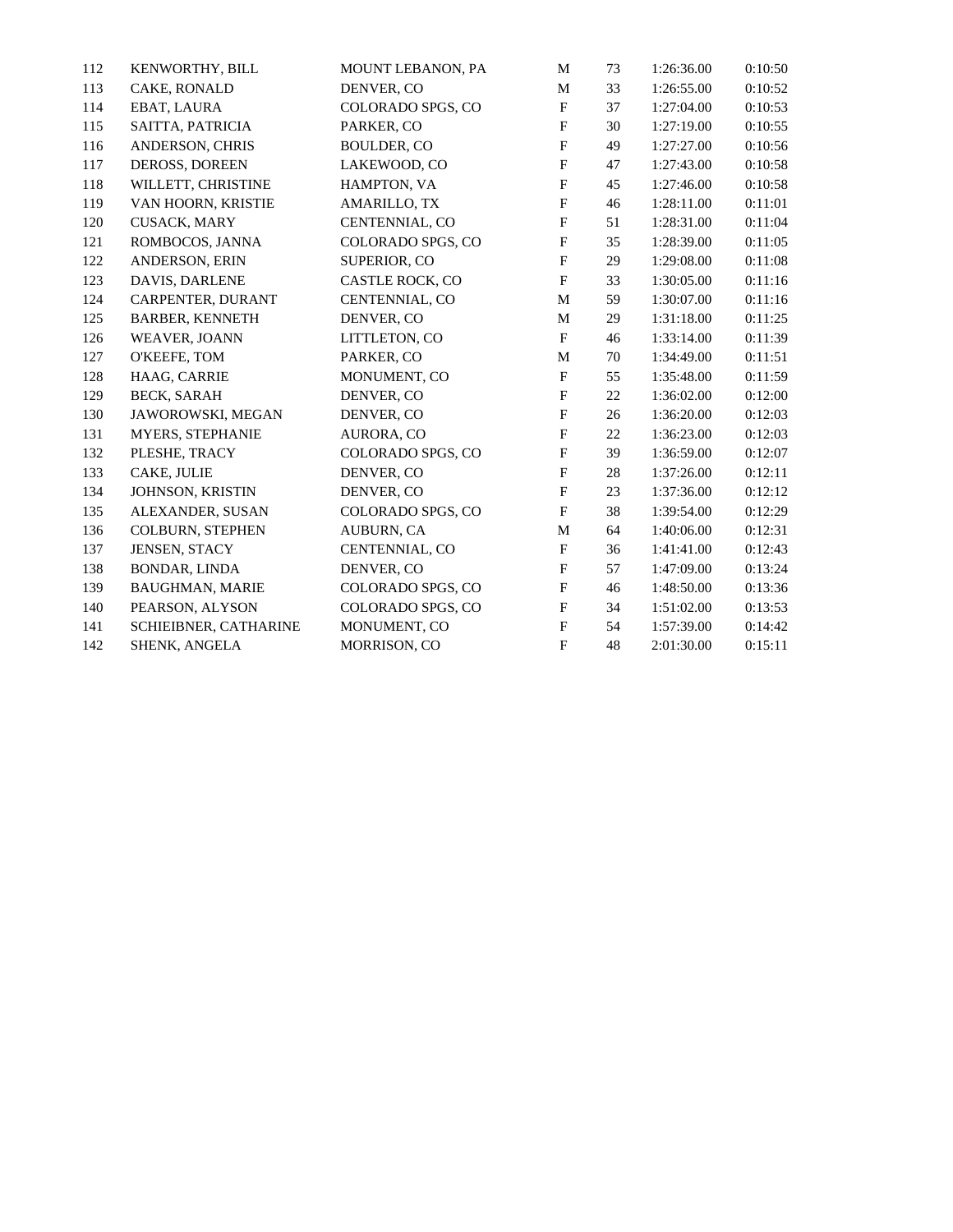| | | | | | | |
|---|---|---|---|---|---|---|
| 112 | KENWORTHY, BILL | MOUNT LEBANON, PA | M | 73 | 1:26:36.00 | 0:10:50 |
| 113 | CAKE, RONALD | DENVER, CO | M | 33 | 1:26:55.00 | 0:10:52 |
| 114 | EBAT, LAURA | COLORADO SPGS, CO | F | 37 | 1:27:04.00 | 0:10:53 |
| 115 | SAITTA, PATRICIA | PARKER, CO | F | 30 | 1:27:19.00 | 0:10:55 |
| 116 | ANDERSON, CHRIS | BOULDER, CO | F | 49 | 1:27:27.00 | 0:10:56 |
| 117 | DEROSS, DOREEN | LAKEWOOD, CO | F | 47 | 1:27:43.00 | 0:10:58 |
| 118 | WILLETT, CHRISTINE | HAMPTON, VA | F | 45 | 1:27:46.00 | 0:10:58 |
| 119 | VAN HOORN, KRISTIE | AMARILLO, TX | F | 46 | 1:28:11.00 | 0:11:01 |
| 120 | CUSACK, MARY | CENTENNIAL, CO | F | 51 | 1:28:31.00 | 0:11:04 |
| 121 | ROMBOCOS, JANNA | COLORADO SPGS, CO | F | 35 | 1:28:39.00 | 0:11:05 |
| 122 | ANDERSON, ERIN | SUPERIOR, CO | F | 29 | 1:29:08.00 | 0:11:08 |
| 123 | DAVIS, DARLENE | CASTLE ROCK, CO | F | 33 | 1:30:05.00 | 0:11:16 |
| 124 | CARPENTER, DURANT | CENTENNIAL, CO | M | 59 | 1:30:07.00 | 0:11:16 |
| 125 | BARBER, KENNETH | DENVER, CO | M | 29 | 1:31:18.00 | 0:11:25 |
| 126 | WEAVER, JOANN | LITTLETON, CO | F | 46 | 1:33:14.00 | 0:11:39 |
| 127 | O'KEEFE, TOM | PARKER, CO | M | 70 | 1:34:49.00 | 0:11:51 |
| 128 | HAAG, CARRIE | MONUMENT, CO | F | 55 | 1:35:48.00 | 0:11:59 |
| 129 | BECK, SARAH | DENVER, CO | F | 22 | 1:36:02.00 | 0:12:00 |
| 130 | JAWOROWSKI, MEGAN | DENVER, CO | F | 26 | 1:36:20.00 | 0:12:03 |
| 131 | MYERS, STEPHANIE | AURORA, CO | F | 22 | 1:36:23.00 | 0:12:03 |
| 132 | PLESHE, TRACY | COLORADO SPGS, CO | F | 39 | 1:36:59.00 | 0:12:07 |
| 133 | CAKE, JULIE | DENVER, CO | F | 28 | 1:37:26.00 | 0:12:11 |
| 134 | JOHNSON, KRISTIN | DENVER, CO | F | 23 | 1:37:36.00 | 0:12:12 |
| 135 | ALEXANDER, SUSAN | COLORADO SPGS, CO | F | 38 | 1:39:54.00 | 0:12:29 |
| 136 | COLBURN, STEPHEN | AUBURN, CA | M | 64 | 1:40:06.00 | 0:12:31 |
| 137 | JENSEN, STACY | CENTENNIAL, CO | F | 36 | 1:41:41.00 | 0:12:43 |
| 138 | BONDAR, LINDA | DENVER, CO | F | 57 | 1:47:09.00 | 0:13:24 |
| 139 | BAUGHMAN, MARIE | COLORADO SPGS, CO | F | 46 | 1:48:50.00 | 0:13:36 |
| 140 | PEARSON, ALYSON | COLORADO SPGS, CO | F | 34 | 1:51:02.00 | 0:13:53 |
| 141 | SCHIEIBNER, CATHARINE | MONUMENT, CO | F | 54 | 1:57:39.00 | 0:14:42 |
| 142 | SHENK, ANGELA | MORRISON, CO | F | 48 | 2:01:30.00 | 0:15:11 |